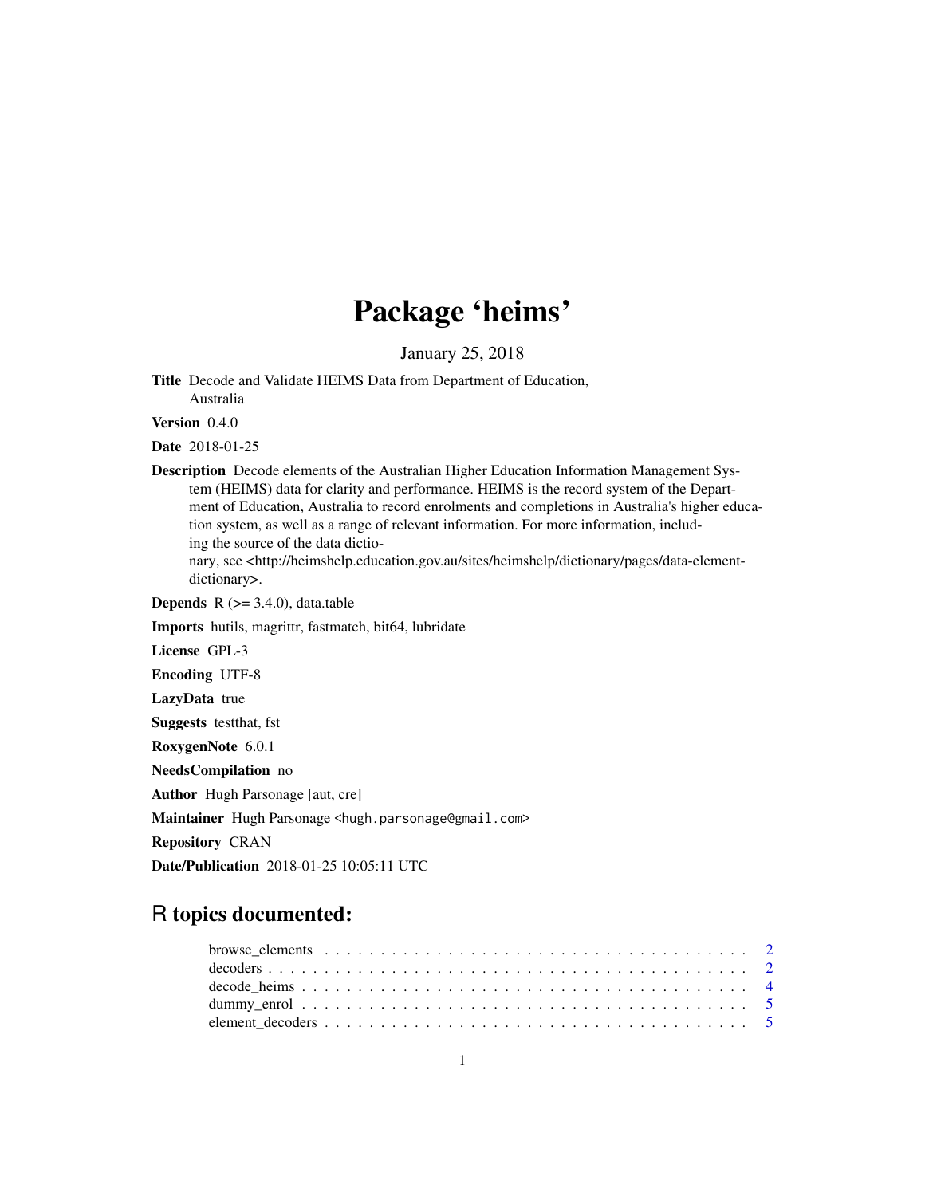# Package 'heims'

January 25, 2018

**Title** Decode and Validate HEIMS Data from Department of Education, Australia

**Version** 0.4.0

**Date** 2018-01-25

**Description** Decode elements of the Australian Higher Education Information Management System (HEIMS) data for clarity and performance. HEIMS is the record system of the Department of Education, Australia to record enrolments and completions in Australia's higher education system, as well as a range of relevant information. For more information, including the source of the data dictionary, see <http://heimshelp.education.gov.au/sites/heimshelp/dictionary/pages/data-element-dictionary>.

**Depends** R (>= 3.4.0), data.table

**Imports** hutils, magrittr, fastmatch, bit64, lubridate

**License** GPL-3

**Encoding** UTF-8

**LazyData** true

**Suggests** testthat, fst

**RoxygenNote** 6.0.1

**NeedsCompilation** no

**Author** Hugh Parsonage [aut, cre]

**Maintainer** Hugh Parsonage <hugh.parsonage@gmail.com>

**Repository** CRAN

**Date/Publication** 2018-01-25 10:05:11 UTC

## R topics documented:

- browse_elements . . . . . . . . . . . . . . . . . . . . . . . . . . . . . . . . . . . . . 2
- decoders . . . . . . . . . . . . . . . . . . . . . . . . . . . . . . . . . . . . . . . . . 2
- decode_heims . . . . . . . . . . . . . . . . . . . . . . . . . . . . . . . . . . . . . . 4
- dummy_enrol . . . . . . . . . . . . . . . . . . . . . . . . . . . . . . . . . . . . . . 5
- element_decoders . . . . . . . . . . . . . . . . . . . . . . . . . . . . . . . . . . . . 5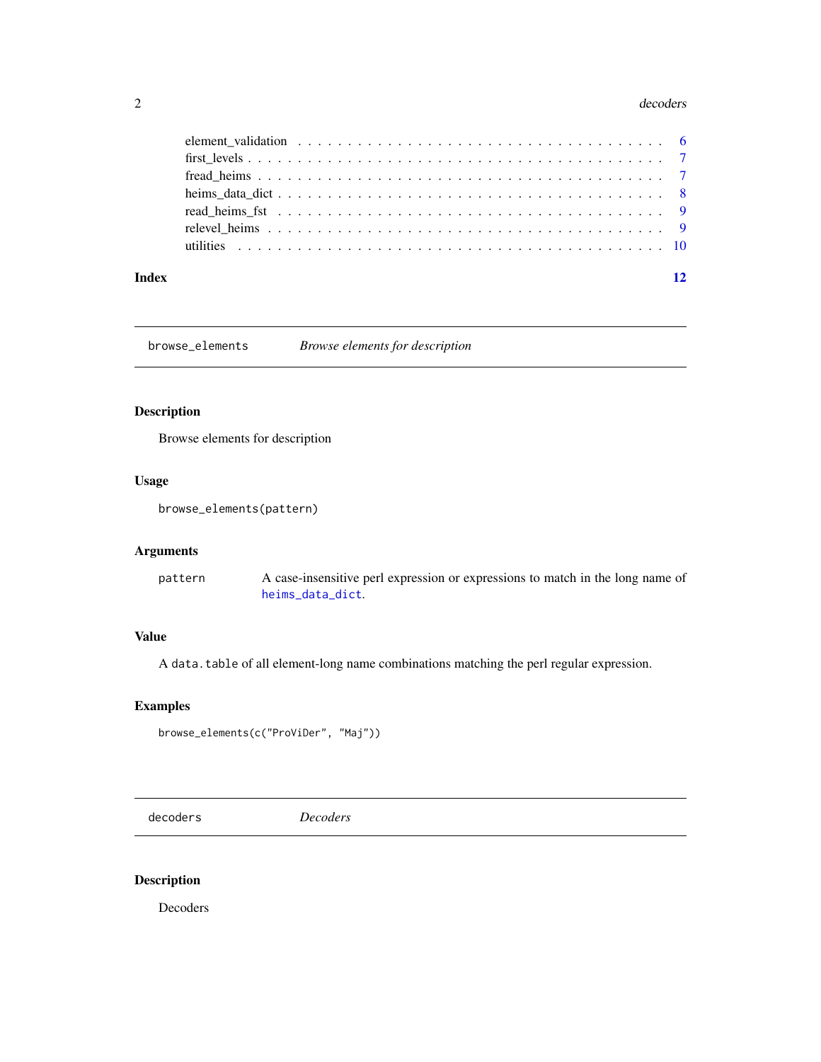element_validation . . . . . . . . . . . . . . . . . . . . . . . . . . . . . . . . . . . 6
first_levels . . . . . . . . . . . . . . . . . . . . . . . . . . . . . . . . . . . . . . . 7
fread_heims . . . . . . . . . . . . . . . . . . . . . . . . . . . . . . . . . . . . . . . 7
heims_data_dict . . . . . . . . . . . . . . . . . . . . . . . . . . . . . . . . . . . . . 8
read_heims_fst . . . . . . . . . . . . . . . . . . . . . . . . . . . . . . . . . . . . . . 9
relevel_heims . . . . . . . . . . . . . . . . . . . . . . . . . . . . . . . . . . . . . . . 9
utilities . . . . . . . . . . . . . . . . . . . . . . . . . . . . . . . . . . . . . . . . . 10

**Index** **12**

---

`browse_elements` *Browse elements for description*

---

## Description

Browse elements for description

## Usage

```
browse_elements(pattern)
```

## Arguments

| | |
|---|---|
| `pattern` | A case-insensitive perl expression or expressions to match in the long name of `heims_data_dict`. |

## Value

A `data.table` of all element-long name combinations matching the perl regular expression.

## Examples

```
browse_elements(c("ProViDer", "Maj"))
```

---

`decoders` *Decoders*

---

## Description

Decoders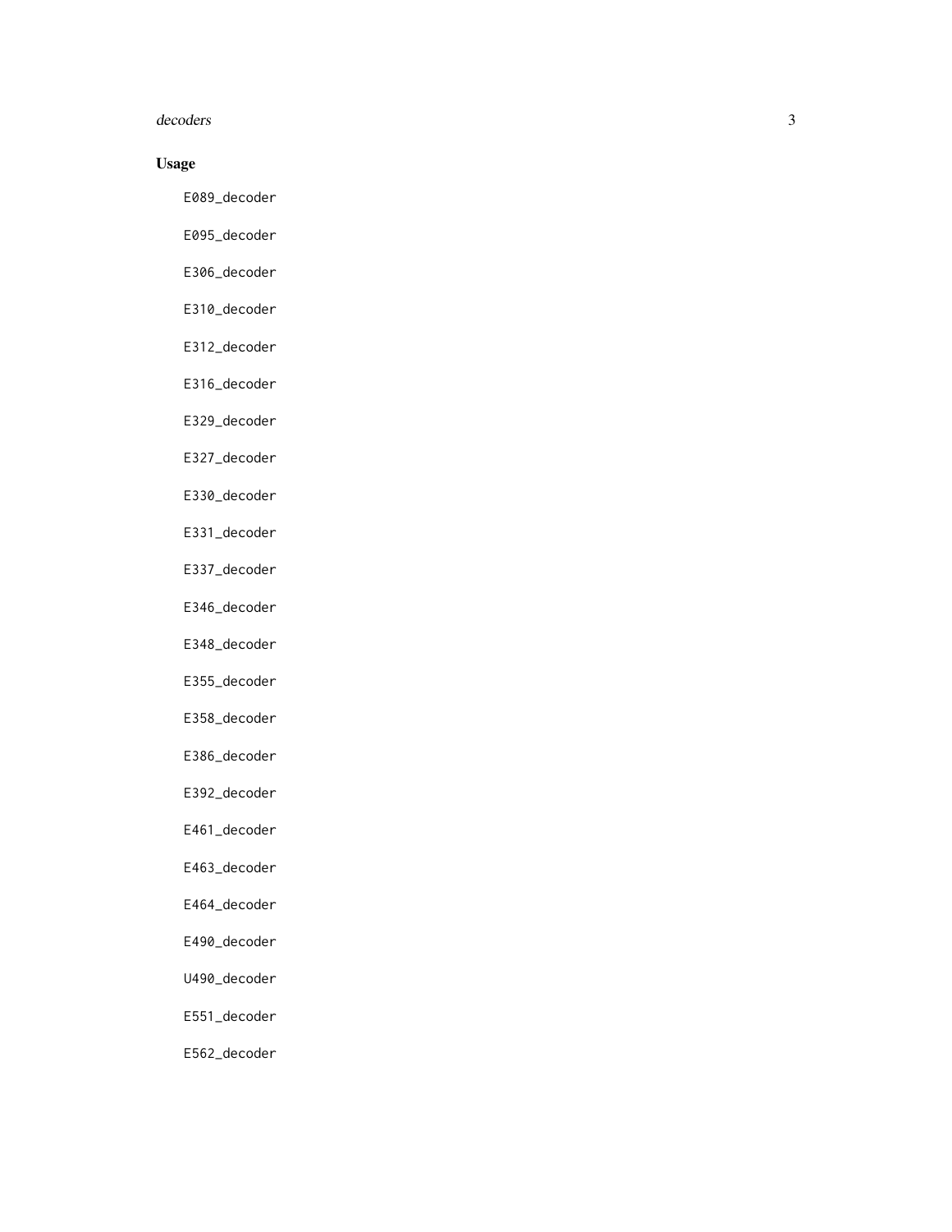## Usage

```
E089_decoder

E095_decoder

E306_decoder

E310_decoder

E312_decoder

E316_decoder

E329_decoder

E327_decoder

E330_decoder

E331_decoder

E337_decoder

E346_decoder

E348_decoder

E355_decoder

E358_decoder

E386_decoder

E392_decoder

E461_decoder

E463_decoder

E464_decoder

E490_decoder

U490_decoder

E551_decoder

E562_decoder
```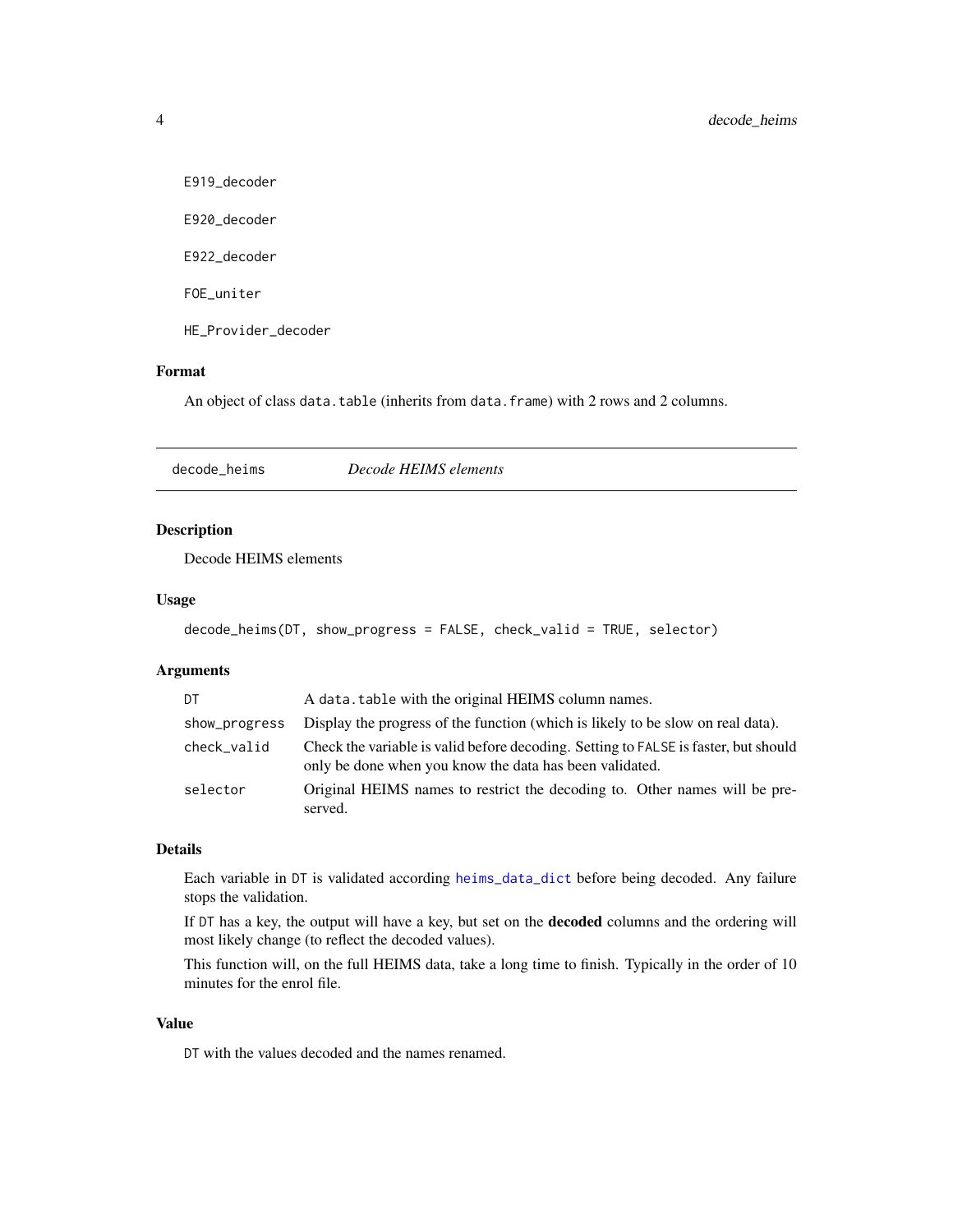E919_decoder

E920_decoder

E922_decoder

FOE_uniter

HE_Provider_decoder

### Format

An object of class `data.table` (inherits from `data.frame`) with 2 rows and 2 columns.

---

## decode_heims — *Decode HEIMS elements*

### Description

Decode HEIMS elements

### Usage

```
decode_heims(DT, show_progress = FALSE, check_valid = TRUE, selector)
```

### Arguments

| | |
|---|---|
| DT | A `data.table` with the original HEIMS column names. |
| show_progress | Display the progress of the function (which is likely to be slow on real data). |
| check_valid | Check the variable is valid before decoding. Setting to `FALSE` is faster, but should only be done when you know the data has been validated. |
| selector | Original HEIMS names to restrict the decoding to. Other names will be preserved. |

### Details

Each variable in `DT` is validated according `heims_data_dict` before being decoded. Any failure stops the validation.

If `DT` has a key, the output will have a key, but set on the **decoded** columns and the ordering will most likely change (to reflect the decoded values).

This function will, on the full HEIMS data, take a long time to finish. Typically in the order of 10 minutes for the enrol file.

### Value

`DT` with the values decoded and the names renamed.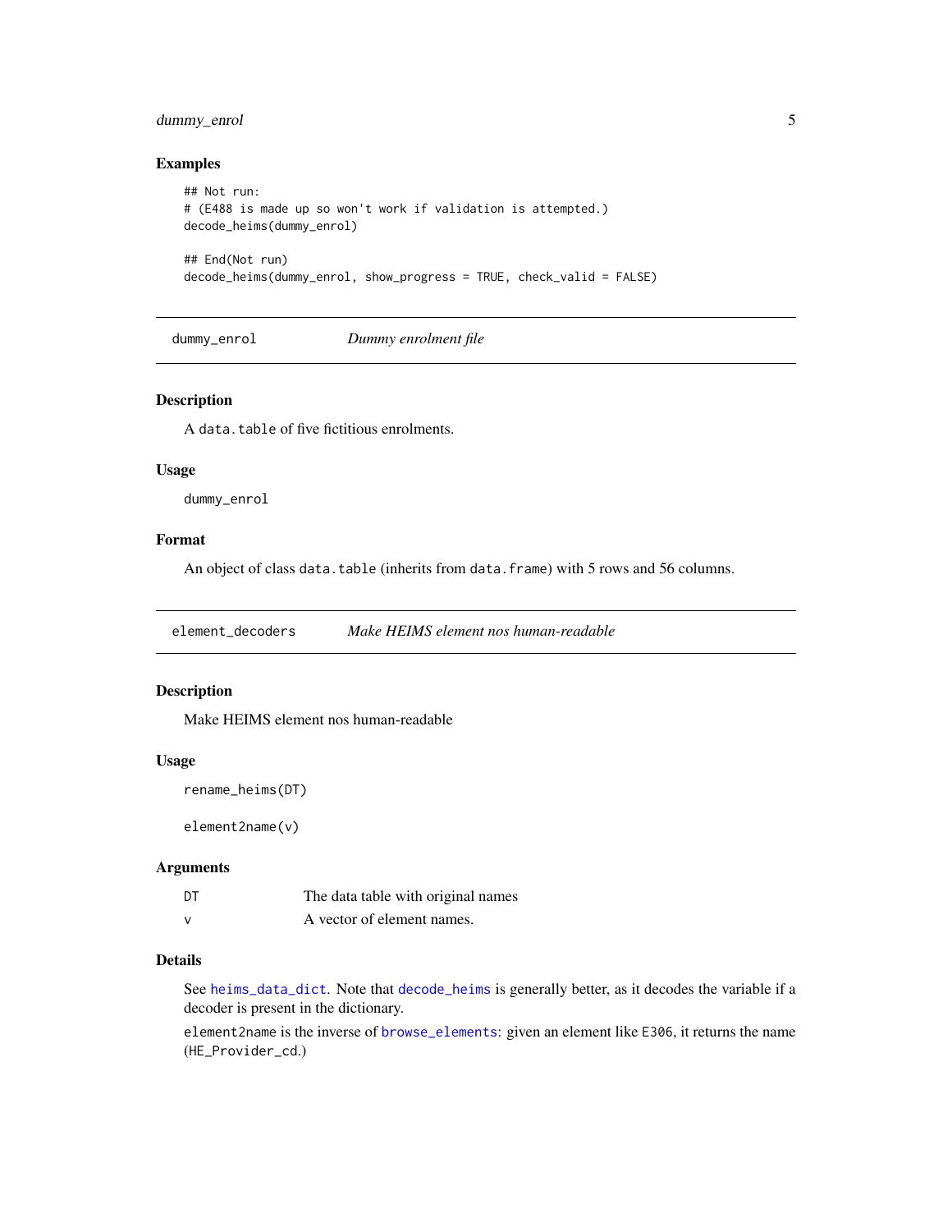### Examples

```
## Not run:
# (E488 is made up so won't work if validation is attempted.)
decode_heims(dummy_enrol)

## End(Not run)
decode_heims(dummy_enrol, show_progress = TRUE, check_valid = FALSE)
```

---

## dummy_enrol *Dummy enrolment file*

### Description

A `data.table` of five fictitious enrolments.

### Usage

```
dummy_enrol
```

### Format

An object of class `data.table` (inherits from `data.frame`) with 5 rows and 56 columns.

---

## element_decoders *Make HEIMS element nos human-readable*

### Description

Make HEIMS element nos human-readable

### Usage

```
rename_heims(DT)

element2name(v)
```

### Arguments

| | |
|---|---|
| DT | The data table with original names |
| v | A vector of element names. |

### Details

See `heims_data_dict`. Note that `decode_heims` is generally better, as it decodes the variable if a decoder is present in the dictionary.

`element2name` is the inverse of `browse_elements`: given an element like `E306`, it returns the name (`HE_Provider_cd`.)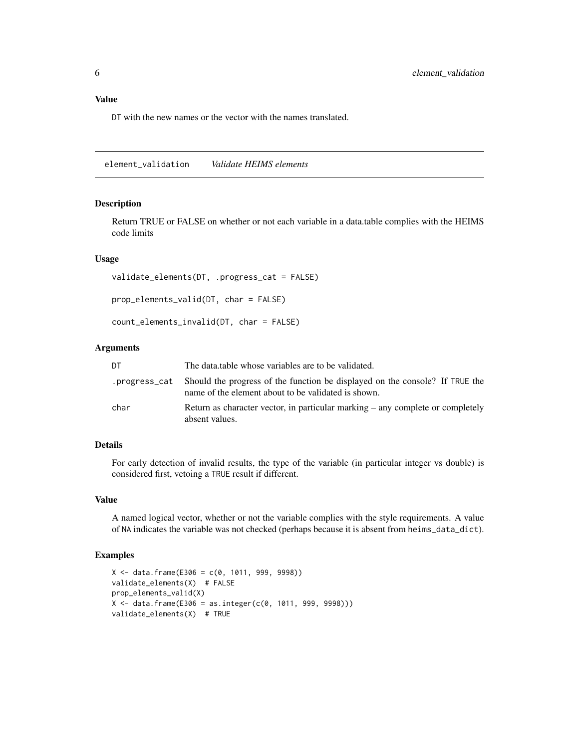## Value

DT with the new names or the vector with the names translated.

---

## element_validation — *Validate HEIMS elements*

### Description

Return TRUE or FALSE on whether or not each variable in a data.table complies with the HEIMS code limits

### Usage

```
validate_elements(DT, .progress_cat = FALSE)

prop_elements_valid(DT, char = FALSE)

count_elements_invalid(DT, char = FALSE)
```

### Arguments

| | |
|---|---|
| DT | The data.table whose variables are to be validated. |
| .progress_cat | Should the progress of the function be displayed on the console? If TRUE the name of the element about to be validated is shown. |
| char | Return as character vector, in particular marking – any complete or completely absent values. |

### Details

For early detection of invalid results, the type of the variable (in particular integer vs double) is considered first, vetoing a TRUE result if different.

### Value

A named logical vector, whether or not the variable complies with the style requirements. A value of NA indicates the variable was not checked (perhaps because it is absent from heims_data_dict).

### Examples

```
X <- data.frame(E306 = c(0, 1011, 999, 9998))
validate_elements(X)  # FALSE
prop_elements_valid(X)
X <- data.frame(E306 = as.integer(c(0, 1011, 999, 9998)))
validate_elements(X)  # TRUE
```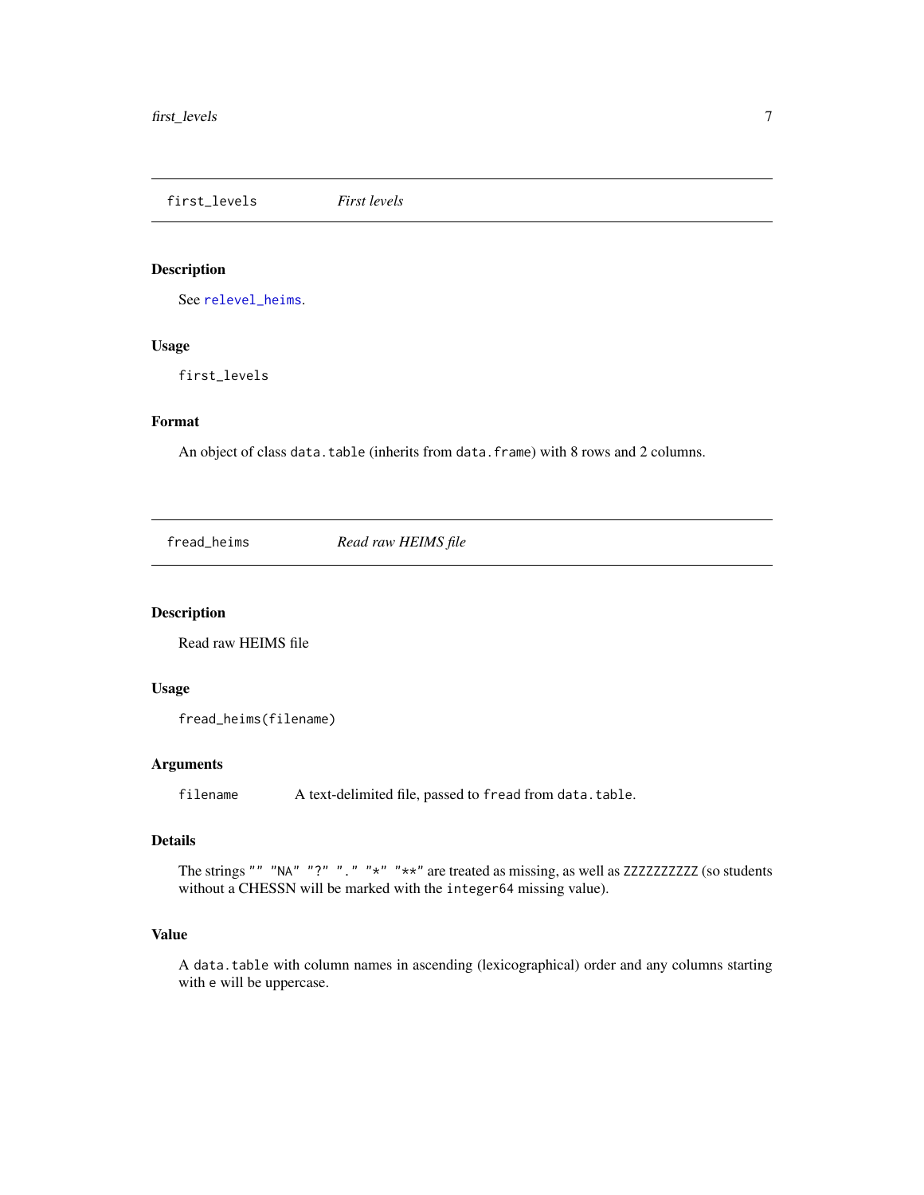## first_levels *First levels*

### Description

See relevel_heims.

### Usage

```
first_levels
```

### Format

An object of class data.table (inherits from data.frame) with 8 rows and 2 columns.

## fread_heims *Read raw HEIMS file*

### Description

Read raw HEIMS file

### Usage

```
fread_heims(filename)
```

### Arguments

| | |
|---|---|
| filename | A text-delimited file, passed to fread from data.table. |

### Details

The strings "" "NA" "?" "." "*" "**" are treated as missing, as well as ZZZZZZZZZZ (so students without a CHESSN will be marked with the integer64 missing value).

### Value

A data.table with column names in ascending (lexicographical) order and any columns starting with e will be uppercase.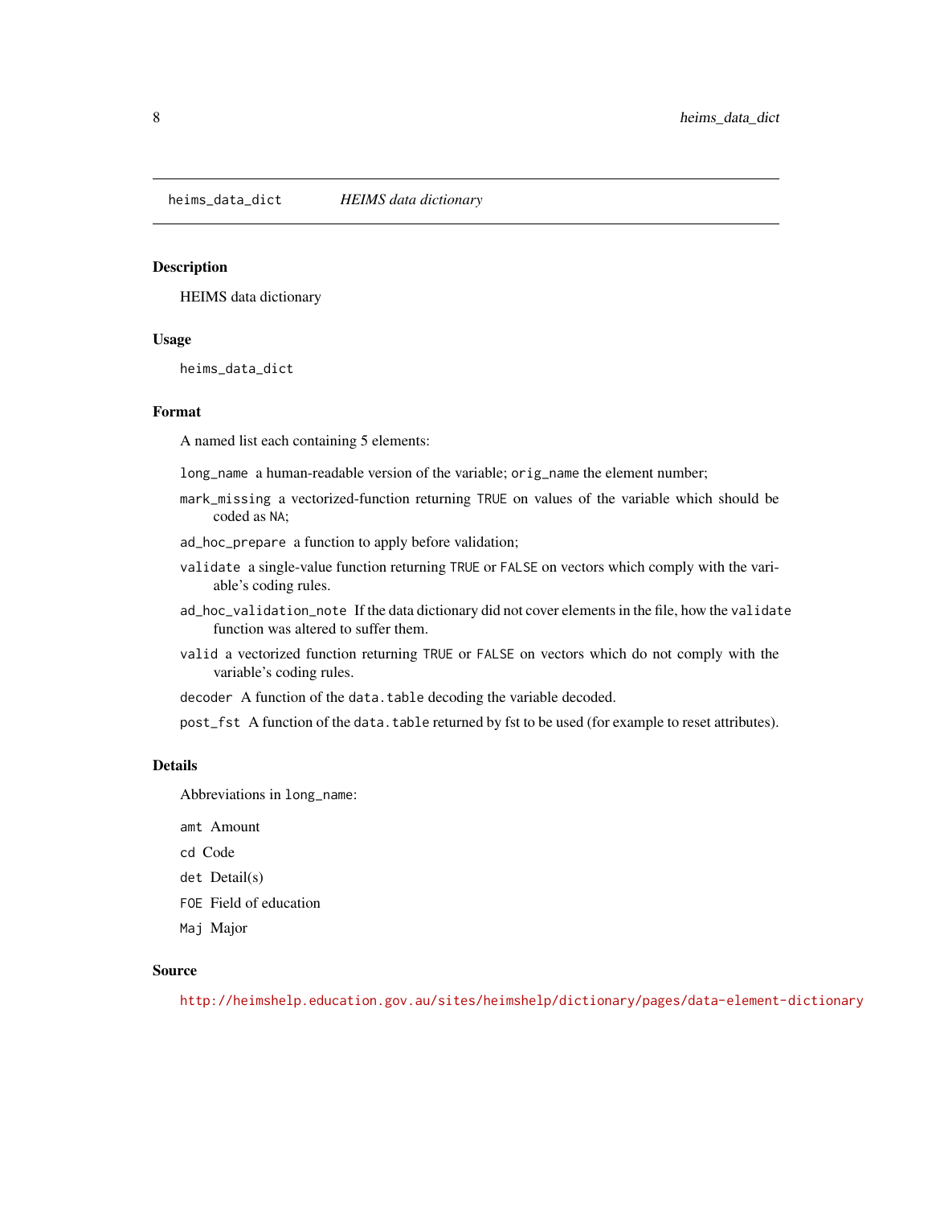`heims_data_dict` *HEIMS data dictionary*

### Description

HEIMS data dictionary

### Usage

```
heims_data_dict
```

### Format

A named list each containing 5 elements:

- `long_name` a human-readable version of the variable; `orig_name` the element number;
- `mark_missing` a vectorized-function returning `TRUE` on values of the variable which should be coded as `NA`;
- `ad_hoc_prepare` a function to apply before validation;
- `validate` a single-value function returning `TRUE` or `FALSE` on vectors which comply with the variable's coding rules.
- `ad_hoc_validation_note` If the data dictionary did not cover elements in the file, how the `validate` function was altered to suffer them.
- `valid` a vectorized function returning `TRUE` or `FALSE` on vectors which do not comply with the variable's coding rules.
- `decoder` A function of the `data.table` decoding the variable decoded.
- `post_fst` A function of the `data.table` returned by fst to be used (for example to reset attributes).

### Details

Abbreviations in `long_name`:

- `amt` Amount
- `cd` Code
- `det` Detail(s)
- `FOE` Field of education
- `Maj` Major

### Source

http://heimshelp.education.gov.au/sites/heimshelp/dictionary/pages/data-element-dictionary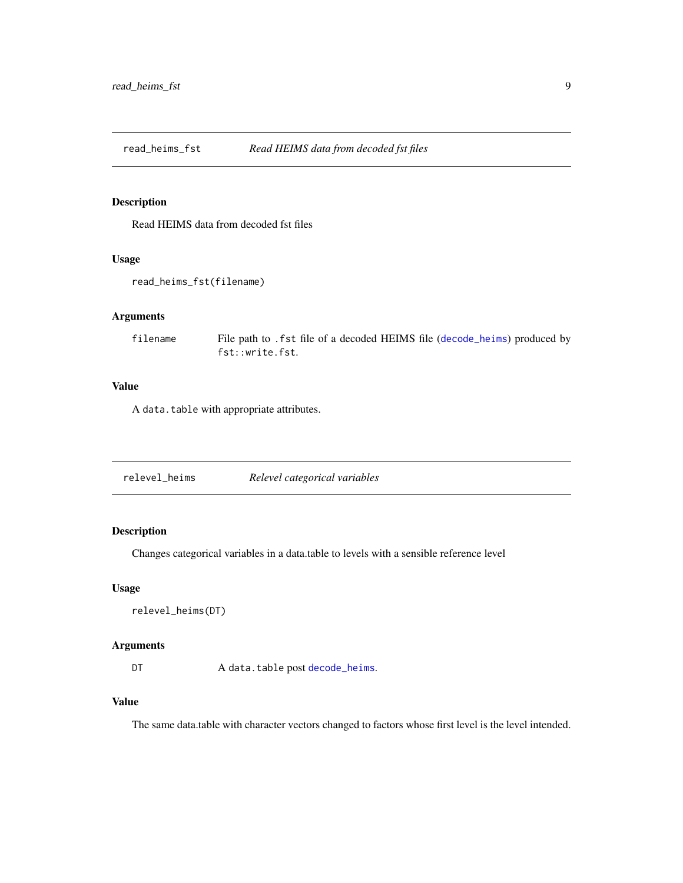## read_heims_fst — *Read HEIMS data from decoded fst files*

### Description

Read HEIMS data from decoded fst files

### Usage

```
read_heims_fst(filename)
```

### Arguments

| | |
|---|---|
| filename | File path to `.fst` file of a decoded HEIMS file (`decode_heims`) produced by `fst::write.fst`. |

### Value

A `data.table` with appropriate attributes.

## relevel_heims — *Relevel categorical variables*

### Description

Changes categorical variables in a data.table to levels with a sensible reference level

### Usage

```
relevel_heims(DT)
```

### Arguments

| | |
|---|---|
| DT | A `data.table` post `decode_heims`. |

### Value

The same data.table with character vectors changed to factors whose first level is the level intended.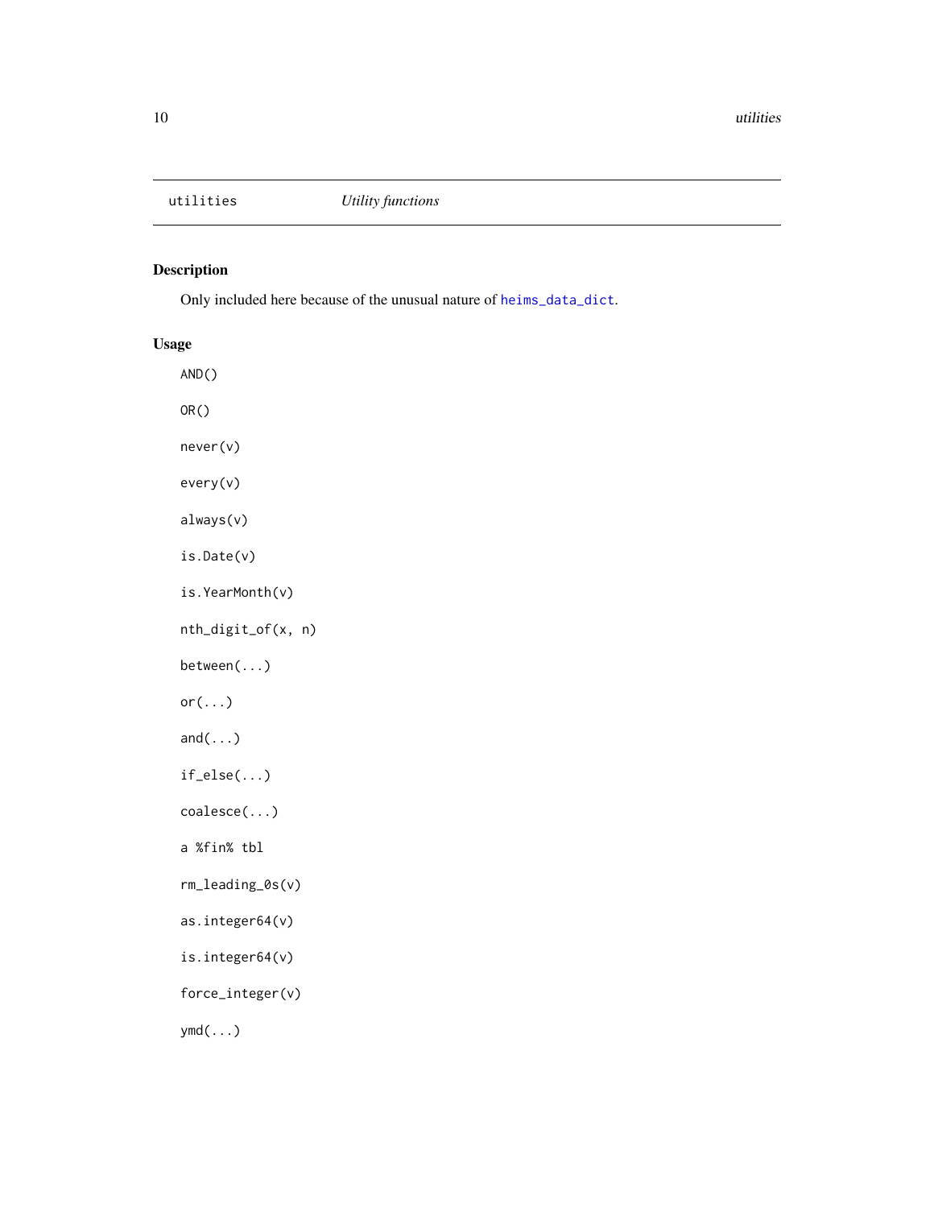# utilities — *Utility functions*

## Description

Only included here because of the unusual nature of `heims_data_dict`.

## Usage

```
AND()

OR()

never(v)

every(v)

always(v)

is.Date(v)

is.YearMonth(v)

nth_digit_of(x, n)

between(...)

or(...)

and(...)

if_else(...)

coalesce(...)

a %fin% tbl

rm_leading_0s(v)

as.integer64(v)

is.integer64(v)

force_integer(v)

ymd(...)
```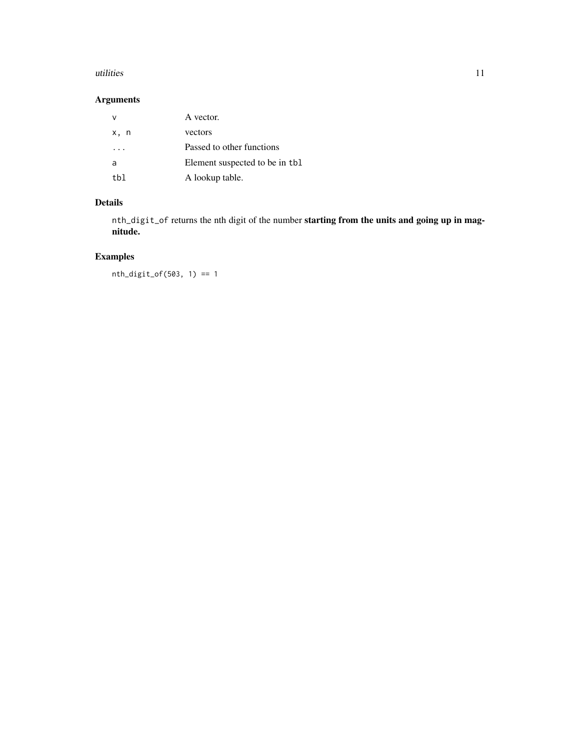## Arguments

| | |
|---|---|
| `v` | A vector. |
| `x, n` | vectors |
| `...` | Passed to other functions |
| `a` | Element suspected to be in `tbl` |
| `tbl` | A lookup table. |

## Details

`nth_digit_of` returns the nth digit of the number **starting from the units and going up in magnitude.**

## Examples

```
nth_digit_of(503, 1) == 1
```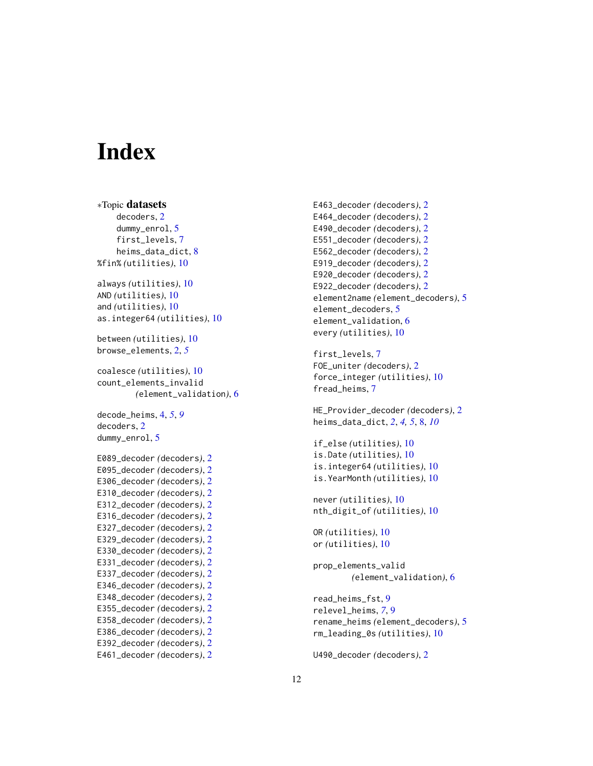# Index

∗Topic **datasets**

decoders, 2
dummy_enrol, 5
first_levels, 7
heims_data_dict, 8

%fin% *(utilities)*, 10

always *(utilities)*, 10
AND *(utilities)*, 10
and *(utilities)*, 10
as.integer64 *(utilities)*, 10

between *(utilities)*, 10
browse_elements, 2, *5*

coalesce *(utilities)*, 10
count_elements_invalid *(element_validation)*, 6

decode_heims, 4, *5*, *9*
decoders, 2
dummy_enrol, 5

E089_decoder *(decoders)*, 2
E095_decoder *(decoders)*, 2
E306_decoder *(decoders)*, 2
E310_decoder *(decoders)*, 2
E312_decoder *(decoders)*, 2
E316_decoder *(decoders)*, 2
E327_decoder *(decoders)*, 2
E329_decoder *(decoders)*, 2
E330_decoder *(decoders)*, 2
E331_decoder *(decoders)*, 2
E337_decoder *(decoders)*, 2
E346_decoder *(decoders)*, 2
E348_decoder *(decoders)*, 2
E355_decoder *(decoders)*, 2
E358_decoder *(decoders)*, 2
E386_decoder *(decoders)*, 2
E392_decoder *(decoders)*, 2
E461_decoder *(decoders)*, 2
E463_decoder *(decoders)*, 2
E464_decoder *(decoders)*, 2
E490_decoder *(decoders)*, 2
E551_decoder *(decoders)*, 2
E562_decoder *(decoders)*, 2
E919_decoder *(decoders)*, 2
E920_decoder *(decoders)*, 2
E922_decoder *(decoders)*, 2
element2name *(element_decoders)*, 5
element_decoders, 5
element_validation, 6
every *(utilities)*, 10

first_levels, 7
FOE_uniter *(decoders)*, 2
force_integer *(utilities)*, 10
fread_heims, 7

HE_Provider_decoder *(decoders)*, 2
heims_data_dict, *2*, *4*, *5*, 8, *10*

if_else *(utilities)*, 10
is.Date *(utilities)*, 10
is.integer64 *(utilities)*, 10
is.YearMonth *(utilities)*, 10

never *(utilities)*, 10
nth_digit_of *(utilities)*, 10

OR *(utilities)*, 10
or *(utilities)*, 10

prop_elements_valid *(element_validation)*, 6

read_heims_fst, 9
relevel_heims, *7*, 9
rename_heims *(element_decoders)*, 5
rm_leading_0s *(utilities)*, 10

U490_decoder *(decoders)*, 2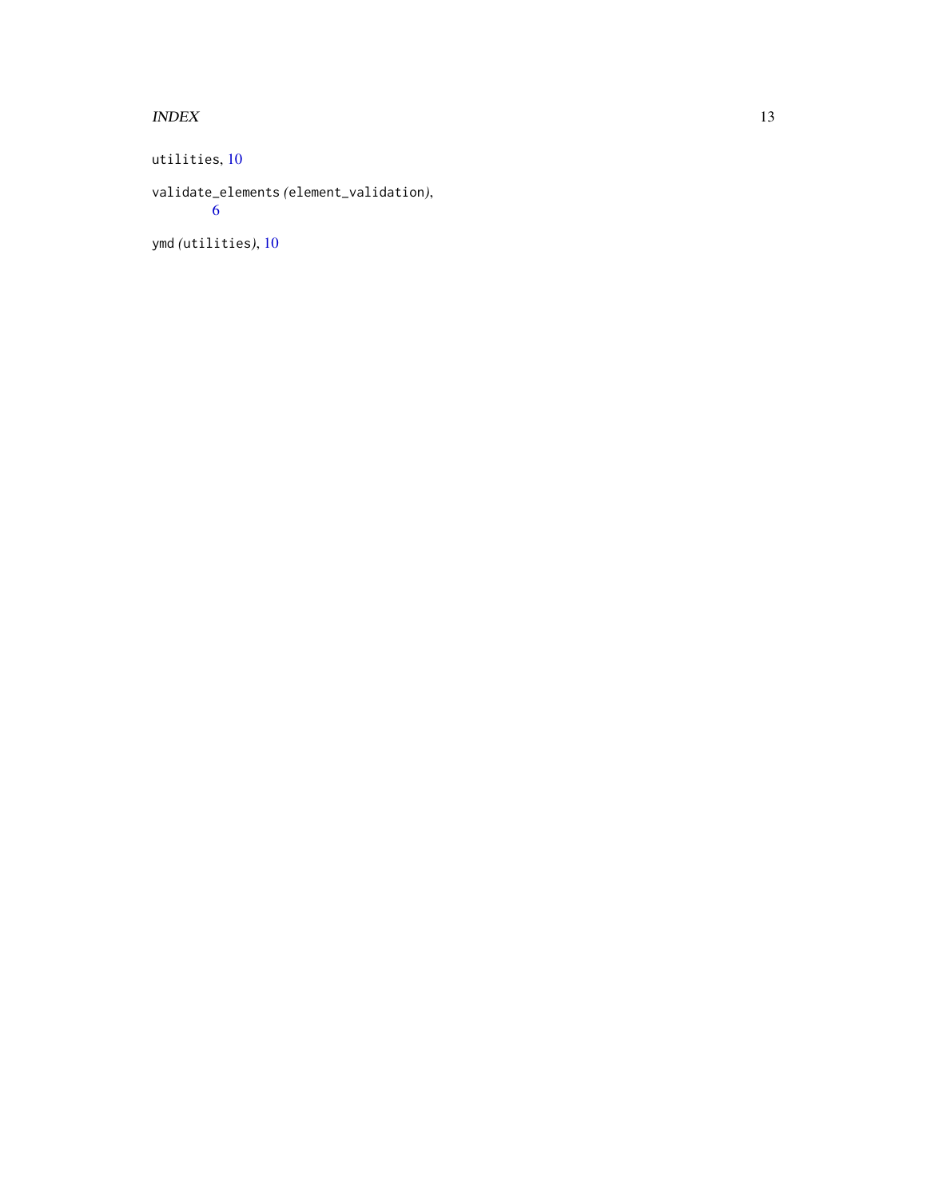utilities, 10

validate_elements *(*element_validation*)*, 6

ymd *(*utilities*)*, 10